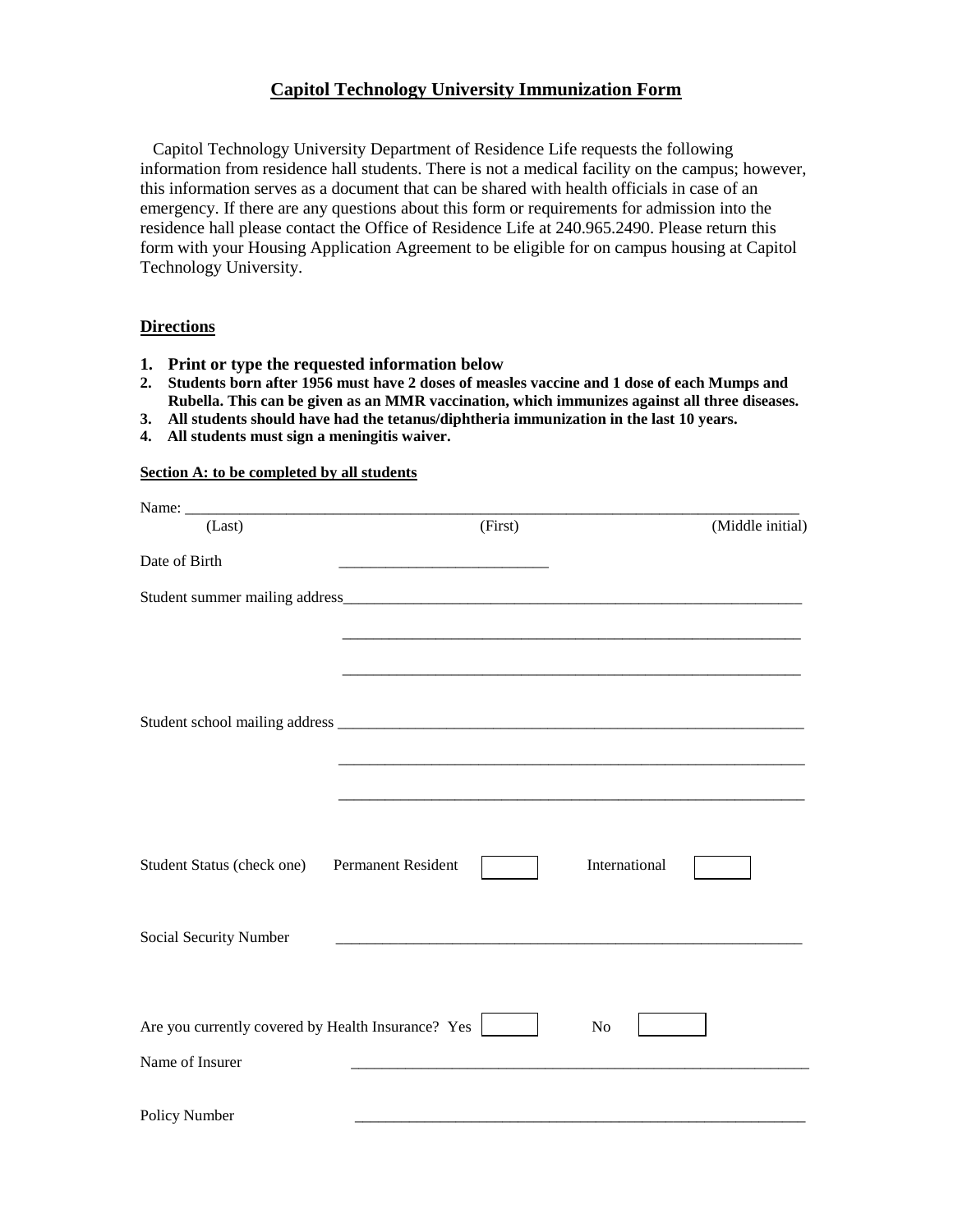# Capitol Technology University Immunization Form

Capitol Technology University Department of Residence Life requests the following information from residence hall students. There is not a medical facility on the campus; however, this information serves as a document that can be shared with health officials in case of an emergency. If there are any questions about this form or requirements for admission into the residence hall please contact the Office of Residence Life at 240.965.2490. Please return this form with your Housing Application Agreement to be eligible for on campus housing at Capitol Technology University.

## Directions

1. **Print or type the requested information below**
2. **Students born after 1956 must have 2 doses of measles vaccine and 1 dose of each Mumps and Rubella. This can be given as an MMR vaccination, which immunizes against all three diseases.**
3. **All students should have had the tetanus/diphtheria immunization in the last 10 years.**
4. **All students must sign a meningitis waiver.**

### Section A: to be completed by all students

Name: ___________________________________________________________________________

(Last) (First) (Middle initial)

Date of Birth ___________________________

Student summer mailing address___________________________________________________________

___________________________________________________________

___________________________________________________________

Student school mailing address ___________________________________________________________

___________________________________________________________

___________________________________________________________

Student Status (check one) Permanent Resident ☐ International ☐

Social Security Number ___________________________________________________________

Are you currently covered by Health Insurance? Yes ☐ No ☐

Name of Insurer ___________________________________________________________

Policy Number ___________________________________________________________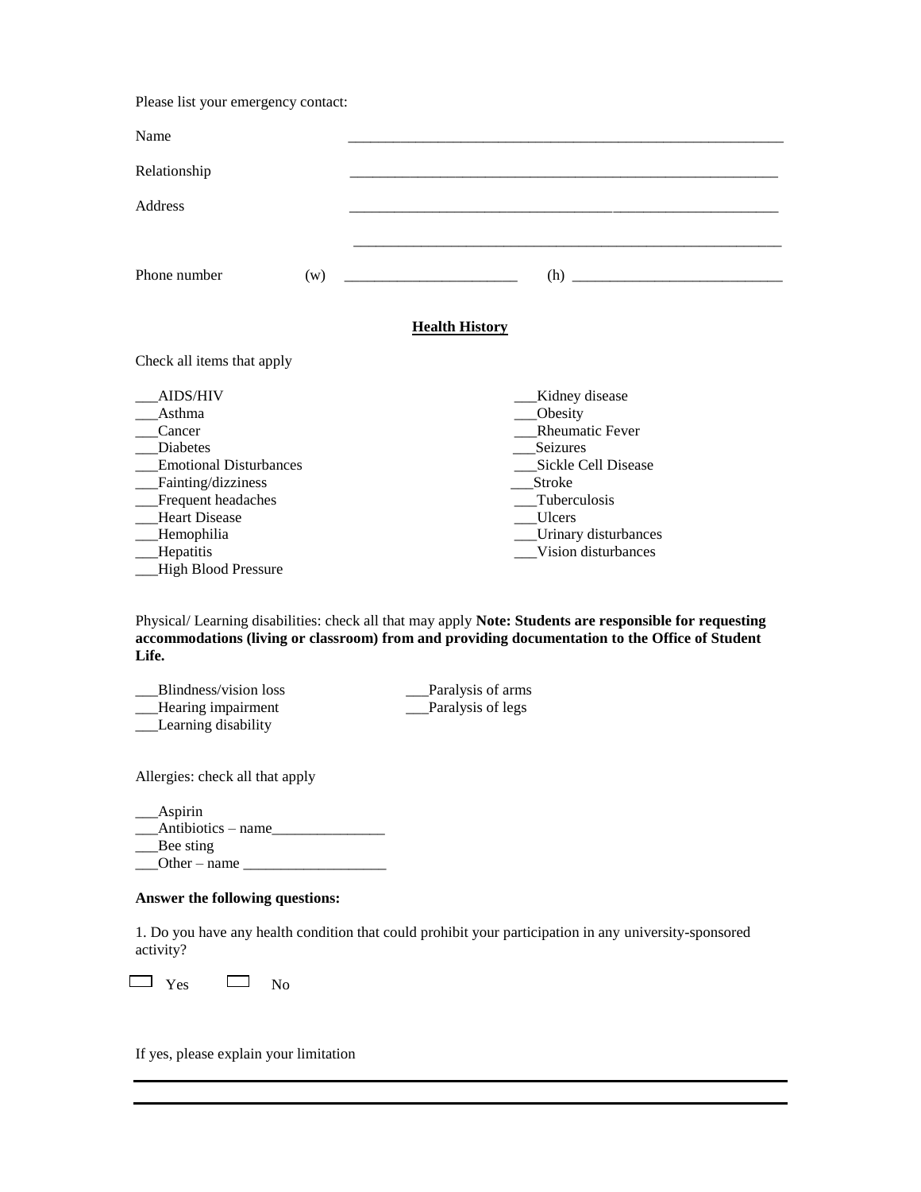Please list your emergency contact:

Name ____________________________________________________________

Relationship ____________________________________________________________

Address ____________________________________________________________

____________________________________________________________

Phone number (w) ________________________ (h) ____________________________

## Health History

Check all items that apply

___AIDS/HIV
___Asthma
___Cancer
___Diabetes
___Emotional Disturbances
___Fainting/dizziness
___Frequent headaches
___Heart Disease
___Hemophilia
___Hepatitis
___High Blood Pressure
___Kidney disease
___Obesity
___Rheumatic Fever
___Seizures
___Sickle Cell Disease
___Stroke
___Tuberculosis
___Ulcers
___Urinary disturbances
___Vision disturbances

Physical/ Learning disabilities: check all that may apply **Note: Students are responsible for requesting accommodations (living or classroom) from and providing documentation to the Office of Student Life.**

___Blindness/vision loss
___Hearing impairment
___Learning disability
___Paralysis of arms
___Paralysis of legs

Allergies: check all that apply

___Aspirin
___Antibiotics – name_______________
___Bee sting
___Other – name ___________________

**Answer the following questions:**

1. Do you have any health condition that could prohibit your participation in any university-sponsored activity?

☐ Yes ☐ No

If yes, please explain your limitation

____________________________________________________________

____________________________________________________________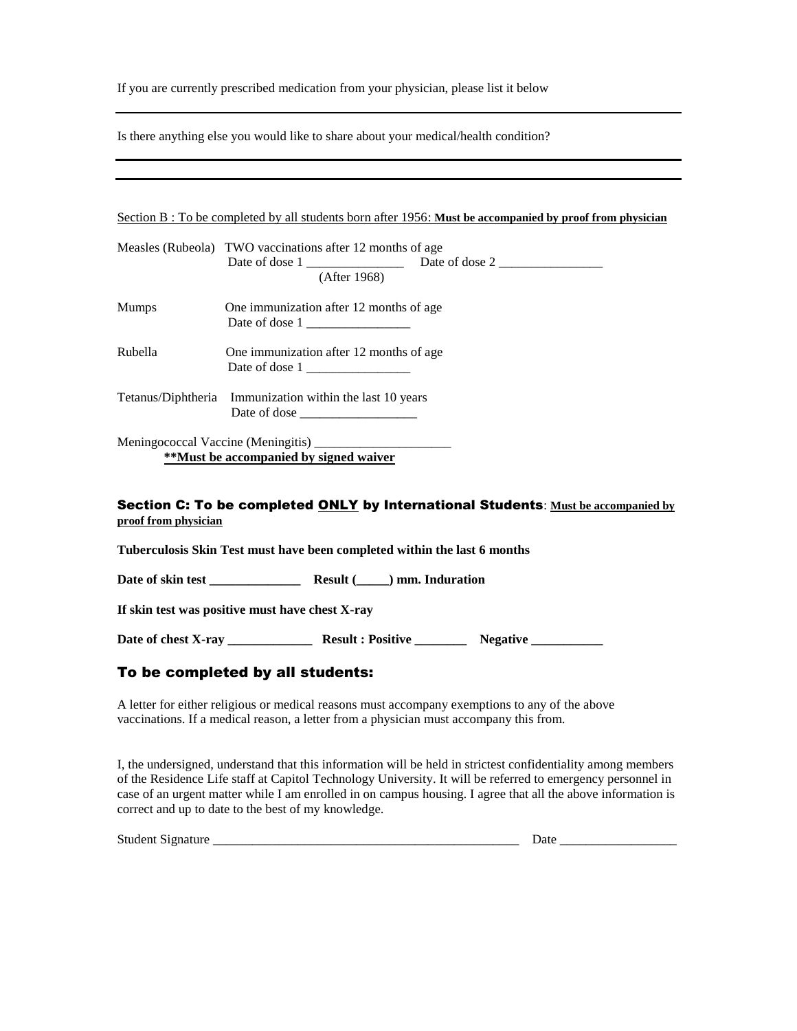If you are currently prescribed medication from your physician, please list it below

---

Is there anything else you would like to share about your medical/health condition?

---

---

Section B : To be completed by all students born after 1956: **Must be accompanied by proof from physician**

Measles (Rubeola) TWO vaccinations after 12 months of age
Date of dose 1 _______________ Date of dose 2 ________________
(After 1968)

Mumps One immunization after 12 months of age
Date of dose 1 ________________

Rubella One immunization after 12 months of age
Date of dose 1 ________________

Tetanus/Diphtheria Immunization within the last 10 years
Date of dose __________________

Meningococcal Vaccine (Meningitis) _____________________
**\*\*Must be accompanied by signed waiver**

## Section C: To be completed ONLY by International Students: **Must be accompanied by proof from physician**

**Tuberculosis Skin Test must have been completed within the last 6 months**

**Date of skin test ______________ Result (_____) mm. Induration**

**If skin test was positive must have chest X-ray**

**Date of chest X-ray _____________ Result : Positive ________ Negative ___________**

## To be completed by all students:

A letter for either religious or medical reasons must accompany exemptions to any of the above vaccinations. If a medical reason, a letter from a physician must accompany this from.

I, the undersigned, understand that this information will be held in strictest confidentiality among members of the Residence Life staff at Capitol Technology University. It will be referred to emergency personnel in case of an urgent matter while I am enrolled in on campus housing. I agree that all the above information is correct and up to date to the best of my knowledge.

Student Signature ________________________________________________ Date __________________